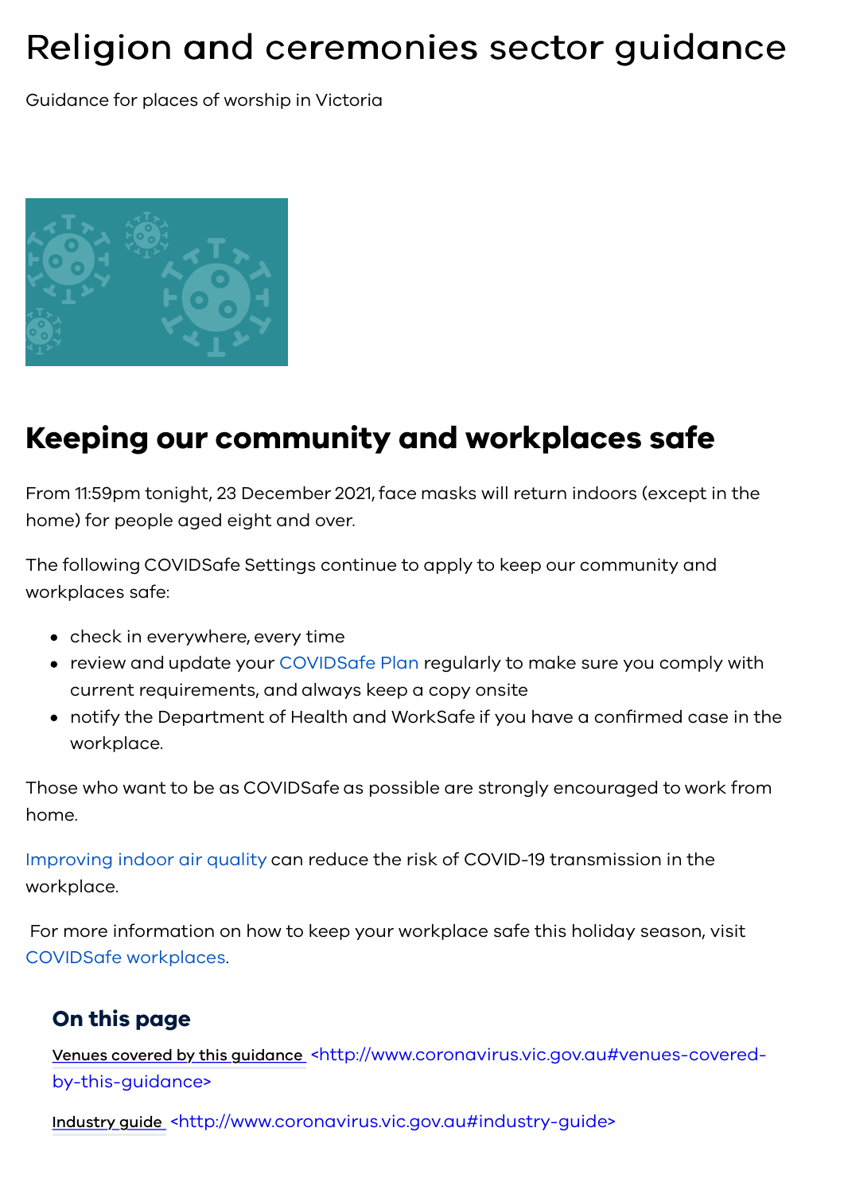# Religion and ceremonies sector guidance

Guidance for places of worship in Victoria

## Keeping our community and workplaces safe

From 11:59pm tonight, 23 December 2021, face masks will return indoors (except in the home) for people aged eight and over.

The following COVIDSafe Settings continue to apply to keep our community and workplaces safe:

- check in everywhere, every time
- review and update your COVIDSafe Plan regularly to make sure you comply with current requirements, and always keep a copy onsite
- notify the Department of Health and WorkSafe if you have a confirmed case in the workplace.

Those who want to be as COVIDSafe as possible are strongly encouraged to work from home.

Improving indoor air quality can reduce the risk of COVID-19 transmission in the workplace.

For more information on how to keep your workplace safe this holiday season, visit COVIDSafe workplaces.

### On this page

Venues covered by this guidance <http://www.coronavirus.vic.gov.au#venues-covered-by-this-guidance>

Industry guide <http://www.coronavirus.vic.gov.au#industry-guide>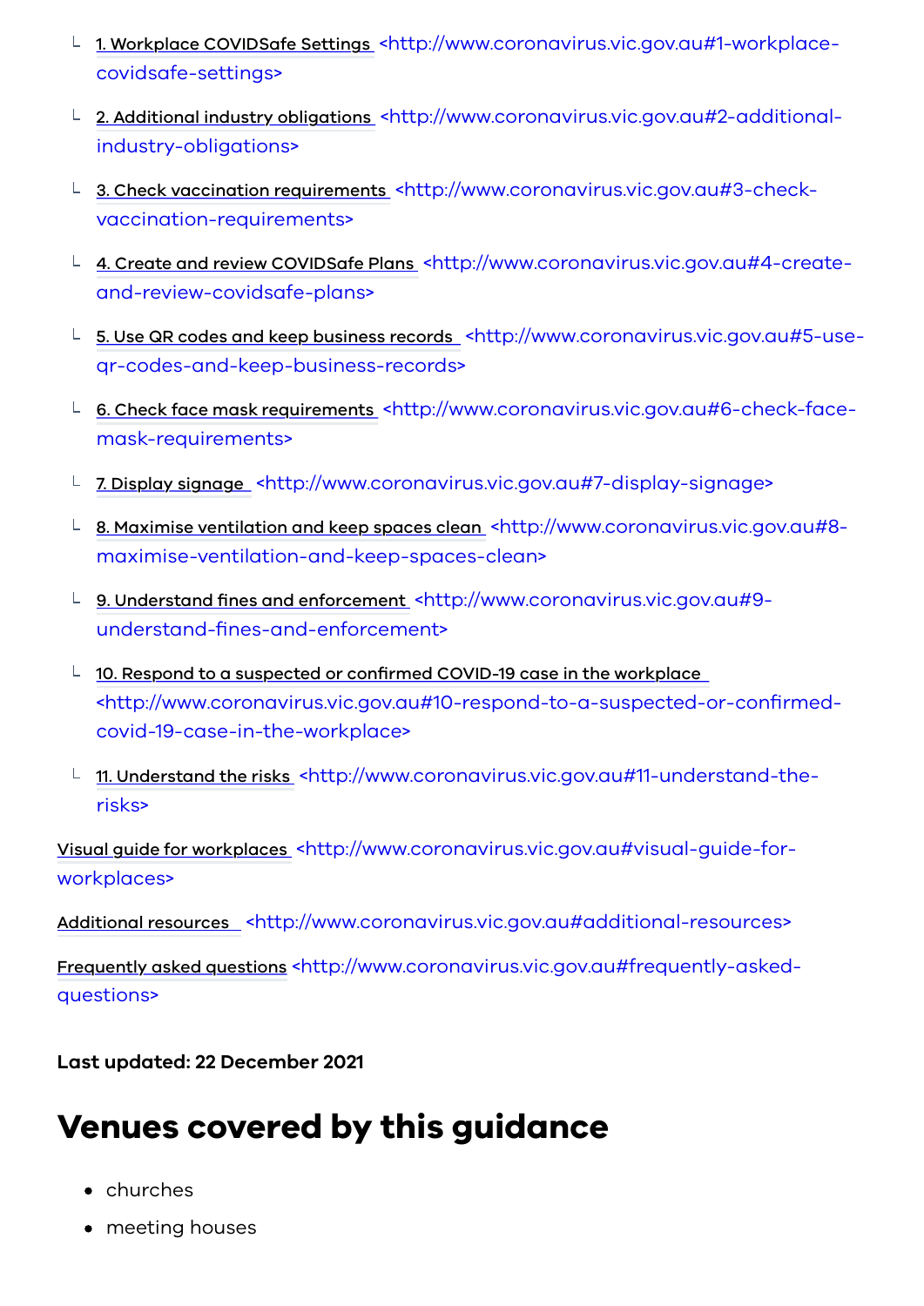- └ 1. Workplace COVIDSafe Settings <http://www.coronavirus.vic.gov.au#1-workplace-covidsafe-settings>
- └ 2. Additional industry obligations <http://www.coronavirus.vic.gov.au#2-additional-industry-obligations>
- └ 3. Check vaccination requirements <http://www.coronavirus.vic.gov.au#3-check-vaccination-requirements>
- └ 4. Create and review COVIDSafe Plans <http://www.coronavirus.vic.gov.au#4-create-and-review-covidsafe-plans>
- └ 5. Use QR codes and keep business records <http://www.coronavirus.vic.gov.au#5-use-qr-codes-and-keep-business-records>
- └ 6. Check face mask requirements <http://www.coronavirus.vic.gov.au#6-check-face-mask-requirements>
- └ 7. Display signage <http://www.coronavirus.vic.gov.au#7-display-signage>
- └ 8. Maximise ventilation and keep spaces clean <http://www.coronavirus.vic.gov.au#8-maximise-ventilation-and-keep-spaces-clean>
- └ 9. Understand fines and enforcement <http://www.coronavirus.vic.gov.au#9-understand-fines-and-enforcement>
- └ 10. Respond to a suspected or confirmed COVID-19 case in the workplace <http://www.coronavirus.vic.gov.au#10-respond-to-a-suspected-or-confirmed-covid-19-case-in-the-workplace>
- └ 11. Understand the risks <http://www.coronavirus.vic.gov.au#11-understand-the-risks>

Visual guide for workplaces <http://www.coronavirus.vic.gov.au#visual-guide-for-workplaces>

Additional resources <http://www.coronavirus.vic.gov.au#additional-resources>

Frequently asked questions <http://www.coronavirus.vic.gov.au#frequently-asked-questions>

**Last updated: 22 December 2021**

# Venues covered by this guidance

- churches
- meeting houses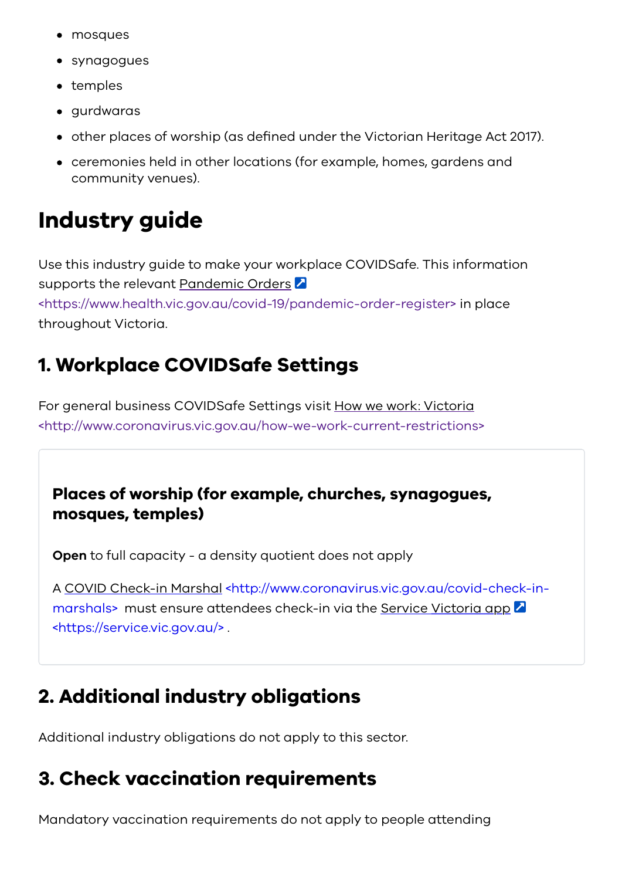- mosques
- synagogues
- temples
- gurdwaras
- other places of worship (as defined under the Victorian Heritage Act 2017).
- ceremonies held in other locations (for example, homes, gardens and community venues).

# Industry guide

Use this industry guide to make your workplace COVIDSafe. This information supports the relevant Pandemic Orders <https://www.health.vic.gov.au/covid-19/pandemic-order-register> in place throughout Victoria.

## 1. Workplace COVIDSafe Settings

For general business COVIDSafe Settings visit How we work: Victoria <http://www.coronavirus.vic.gov.au/how-we-work-current-restrictions>

### Places of worship (for example, churches, synagogues, mosques, temples)

**Open** to full capacity - a density quotient does not apply

A COVID Check-in Marshal <http://www.coronavirus.vic.gov.au/covid-check-in-marshals> must ensure attendees check-in via the Service Victoria app <https://service.vic.gov.au/> .

## 2. Additional industry obligations

Additional industry obligations do not apply to this sector.

## 3. Check vaccination requirements

Mandatory vaccination requirements do not apply to people attending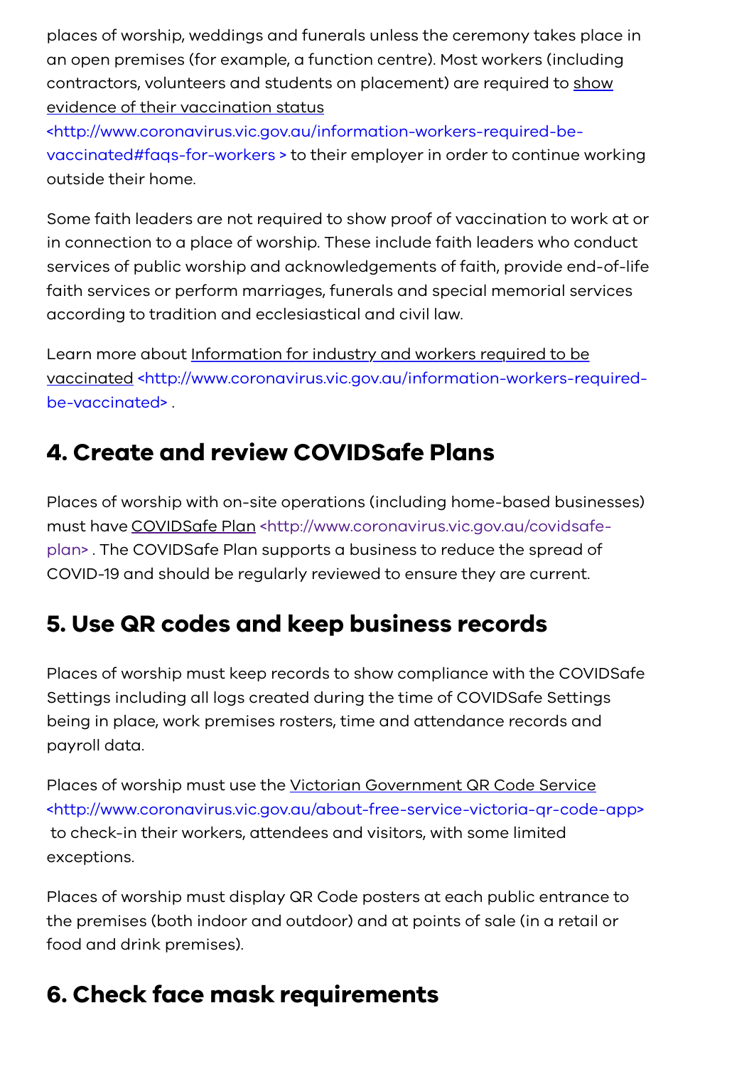places of worship, weddings and funerals unless the ceremony takes place in an open premises (for example, a function centre). Most workers (including contractors, volunteers and students on placement) are required to show evidence of their vaccination status <http://www.coronavirus.vic.gov.au/information-workers-required-be-vaccinated#faqs-for-workers > to their employer in order to continue working outside their home.

Some faith leaders are not required to show proof of vaccination to work at or in connection to a place of worship. These include faith leaders who conduct services of public worship and acknowledgements of faith, provide end-of-life faith services or perform marriages, funerals and special memorial services according to tradition and ecclesiastical and civil law.

Learn more about Information for industry and workers required to be vaccinated <http://www.coronavirus.vic.gov.au/information-workers-required-be-vaccinated> .

## 4. Create and review COVIDSafe Plans

Places of worship with on-site operations (including home-based businesses) must have COVIDSafe Plan <http://www.coronavirus.vic.gov.au/covidsafe-plan> . The COVIDSafe Plan supports a business to reduce the spread of COVID-19 and should be regularly reviewed to ensure they are current.

## 5. Use QR codes and keep business records

Places of worship must keep records to show compliance with the COVIDSafe Settings including all logs created during the time of COVIDSafe Settings being in place, work premises rosters, time and attendance records and payroll data.

Places of worship must use the Victorian Government QR Code Service <http://www.coronavirus.vic.gov.au/about-free-service-victoria-qr-code-app> to check-in their workers, attendees and visitors, with some limited exceptions.

Places of worship must display QR Code posters at each public entrance to the premises (both indoor and outdoor) and at points of sale (in a retail or food and drink premises).

## 6. Check face mask requirements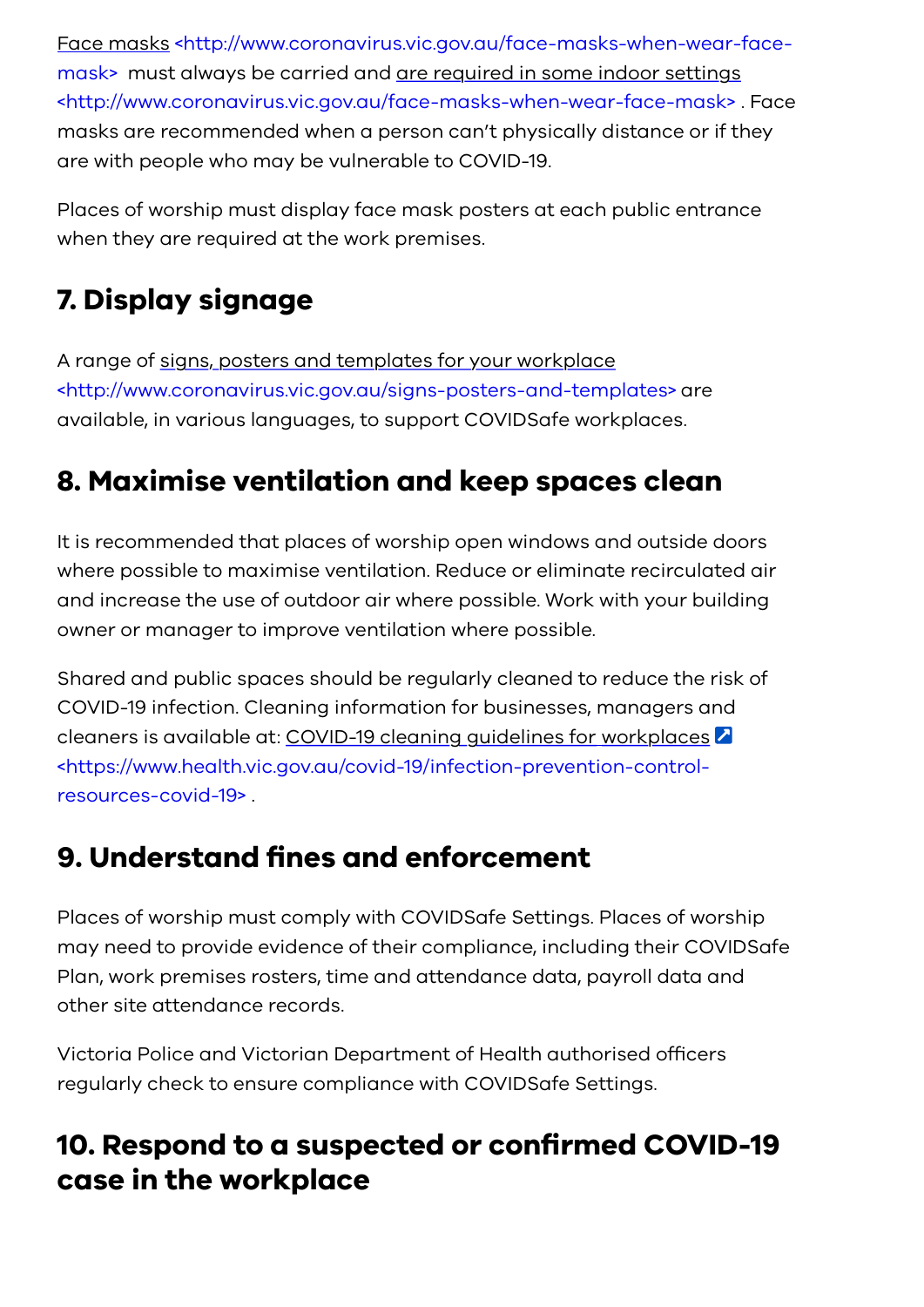Face masks <http://www.coronavirus.vic.gov.au/face-masks-when-wear-face-mask> must always be carried and are required in some indoor settings <http://www.coronavirus.vic.gov.au/face-masks-when-wear-face-mask> . Face masks are recommended when a person can't physically distance or if they are with people who may be vulnerable to COVID-19.

Places of worship must display face mask posters at each public entrance when they are required at the work premises.

## 7. Display signage

A range of signs, posters and templates for your workplace <http://www.coronavirus.vic.gov.au/signs-posters-and-templates> are available, in various languages, to support COVIDSafe workplaces.

## 8. Maximise ventilation and keep spaces clean

It is recommended that places of worship open windows and outside doors where possible to maximise ventilation. Reduce or eliminate recirculated air and increase the use of outdoor air where possible. Work with your building owner or manager to improve ventilation where possible.

Shared and public spaces should be regularly cleaned to reduce the risk of COVID-19 infection. Cleaning information for businesses, managers and cleaners is available at: COVID-19 cleaning guidelines for workplaces <https://www.health.vic.gov.au/covid-19/infection-prevention-control-resources-covid-19> .

## 9. Understand fines and enforcement

Places of worship must comply with COVIDSafe Settings. Places of worship may need to provide evidence of their compliance, including their COVIDSafe Plan, work premises rosters, time and attendance data, payroll data and other site attendance records.

Victoria Police and Victorian Department of Health authorised officers regularly check to ensure compliance with COVIDSafe Settings.

## 10. Respond to a suspected or confirmed COVID-19 case in the workplace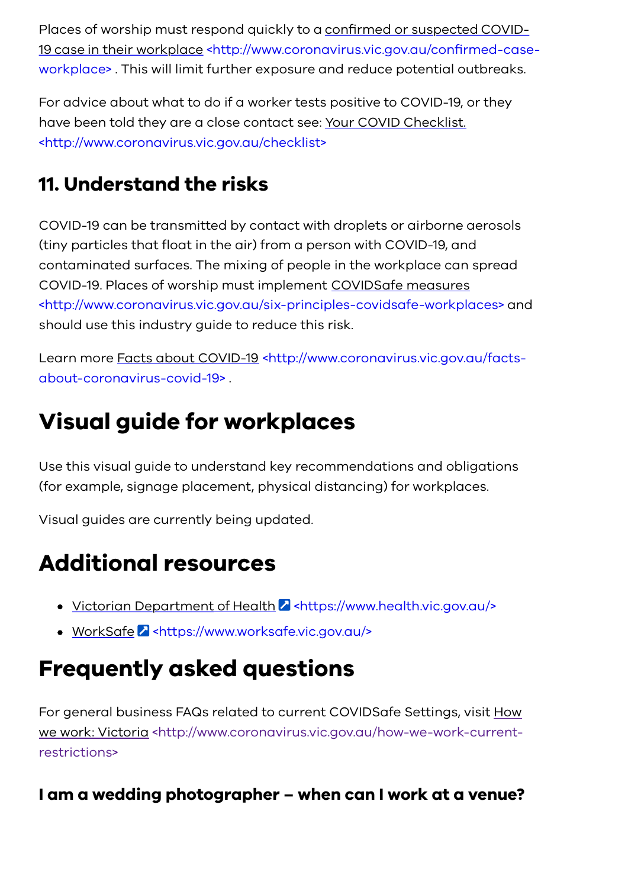Places of worship must respond quickly to a confirmed or suspected COVID-19 case in their workplace <http://www.coronavirus.vic.gov.au/confirmed-case-workplace> . This will limit further exposure and reduce potential outbreaks.

For advice about what to do if a worker tests positive to COVID-19, or they have been told they are a close contact see: Your COVID Checklist. <http://www.coronavirus.vic.gov.au/checklist>

### 11. Understand the risks

COVID-19 can be transmitted by contact with droplets or airborne aerosols (tiny particles that float in the air) from a person with COVID-19, and contaminated surfaces. The mixing of people in the workplace can spread COVID-19. Places of worship must implement COVIDSafe measures <http://www.coronavirus.vic.gov.au/six-principles-covidsafe-workplaces> and should use this industry guide to reduce this risk.

Learn more Facts about COVID-19 <http://www.coronavirus.vic.gov.au/facts-about-coronavirus-covid-19> .

## Visual guide for workplaces

Use this visual guide to understand key recommendations and obligations (for example, signage placement, physical distancing) for workplaces.

Visual guides are currently being updated.

## Additional resources

- Victorian Department of Health <https://www.health.vic.gov.au/>
- WorkSafe <https://www.worksafe.vic.gov.au/>

## Frequently asked questions

For general business FAQs related to current COVIDSafe Settings, visit How we work: Victoria <http://www.coronavirus.vic.gov.au/how-we-work-current-restrictions>

### I am a wedding photographer – when can I work at a venue?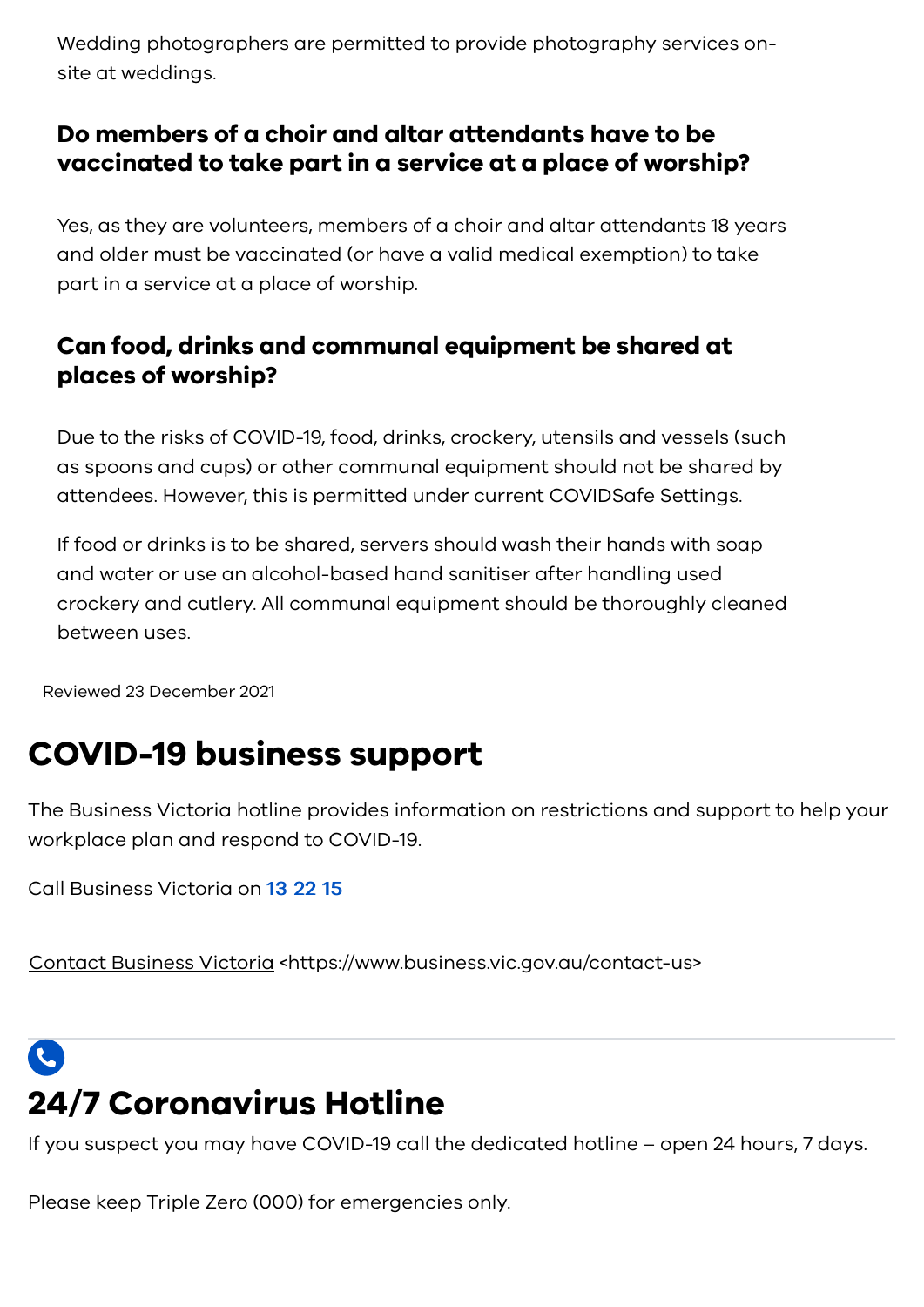Wedding photographers are permitted to provide photography services on-site at weddings.

### Do members of a choir and altar attendants have to be vaccinated to take part in a service at a place of worship?

Yes, as they are volunteers, members of a choir and altar attendants 18 years and older must be vaccinated (or have a valid medical exemption) to take part in a service at a place of worship.

### Can food, drinks and communal equipment be shared at places of worship?

Due to the risks of COVID-19, food, drinks, crockery, utensils and vessels (such as spoons and cups) or other communal equipment should not be shared by attendees. However, this is permitted under current COVIDSafe Settings.

If food or drinks is to be shared, servers should wash their hands with soap and water or use an alcohol-based hand sanitiser after handling used crockery and cutlery. All communal equipment should be thoroughly cleaned between uses.

Reviewed 23 December 2021

## COVID-19 business support

The Business Victoria hotline provides information on restrictions and support to help your workplace plan and respond to COVID-19.

Call Business Victoria on **13 22 15**

Contact Business Victoria <https://www.business.vic.gov.au/contact-us>

---

## 24/7 Coronavirus Hotline

If you suspect you may have COVID-19 call the dedicated hotline – open 24 hours, 7 days.

Please keep Triple Zero (000) for emergencies only.